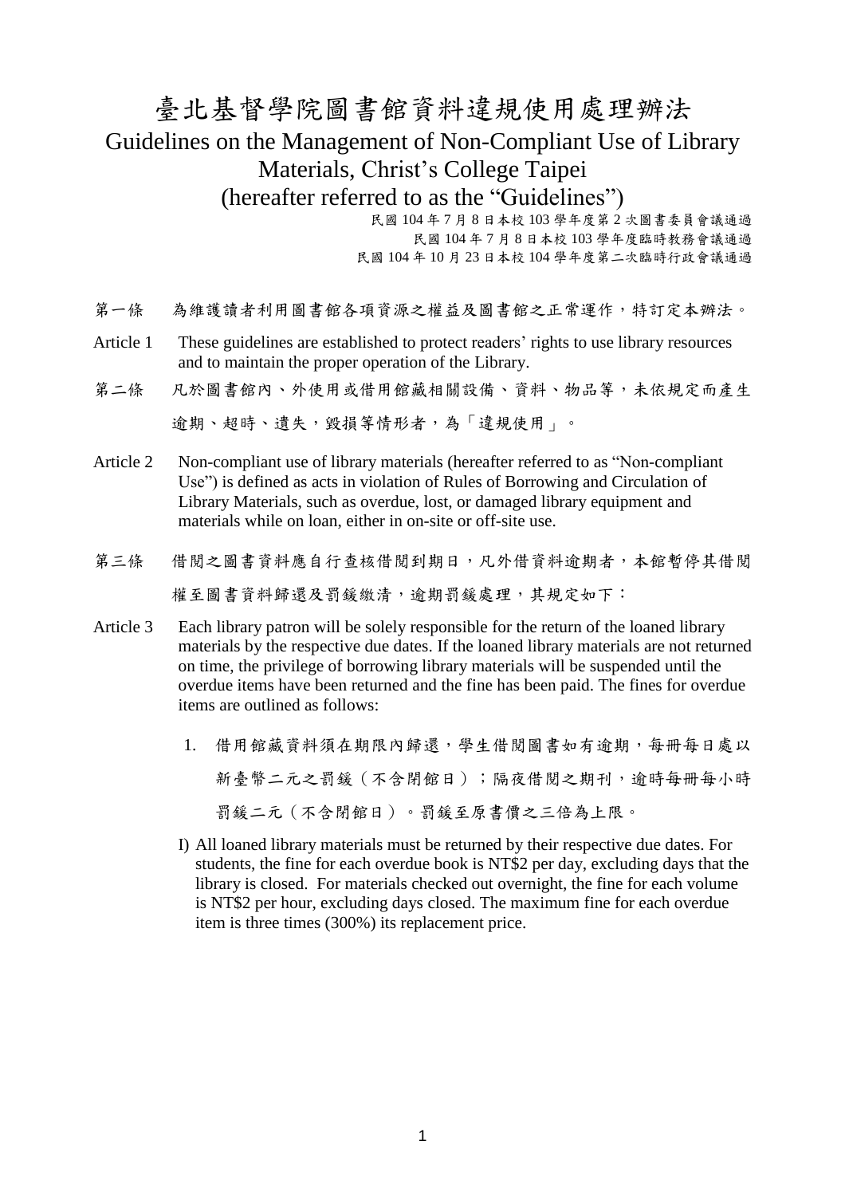# 臺北基督學院圖書館資料違規使用處理辦法

## Guidelines on the Management of Non-Compliant Use of Library Materials, Christ's College Taipei (hereafter referred to as the "Guidelines")

民國 104 年 7 月 8 日本校 103 學年度第 2 次圖書委員會議通過
民國 104 年 7 月 8 日本校 103 學年度臨時教務會議通過
民國 104 年 10 月 23 日本校 104 學年度第二次臨時行政會議通過

第一條　為維護讀者利用圖書館各項資源之權益及圖書館之正常運作，特訂定本辦法。

Article 1　These guidelines are established to protect readers' rights to use library resources and to maintain the proper operation of the Library.

第二條　凡於圖書館內、外使用或借用館藏相關設備、資料、物品等，未依規定而產生逾期、超時、遺失，毀損等情形者，為「違規使用」。

Article 2　Non-compliant use of library materials (hereafter referred to as "Non-compliant Use") is defined as acts in violation of Rules of Borrowing and Circulation of Library Materials, such as overdue, lost, or damaged library equipment and materials while on loan, either in on-site or off-site use.

第三條　借閱之圖書資料應自行查核借閱到期日，凡外借資料逾期者，本館暫停其借閱權至圖書資料歸還及罰鍰繳清，逾期罰鍰處理，其規定如下：

Article 3　Each library patron will be solely responsible for the return of the loaned library materials by the respective due dates. If the loaned library materials are not returned on time, the privilege of borrowing library materials will be suspended until the overdue items have been returned and the fine has been paid. The fines for overdue items are outlined as follows:

1. 借用館藏資料須在期限內歸還，學生借閱圖書如有逾期，每冊每日處以新臺幣二元之罰鍰（不含閉館日）；隔夜借閱之期刊，逾時每冊每小時罰鍰二元（不含閉館日）。罰鍰至原書價之三倍為上限。

I) All loaned library materials must be returned by their respective due dates. For students, the fine for each overdue book is NT$2 per day, excluding days that the library is closed. For materials checked out overnight, the fine for each volume is NT$2 per hour, excluding days closed. The maximum fine for each overdue item is three times (300%) its replacement price.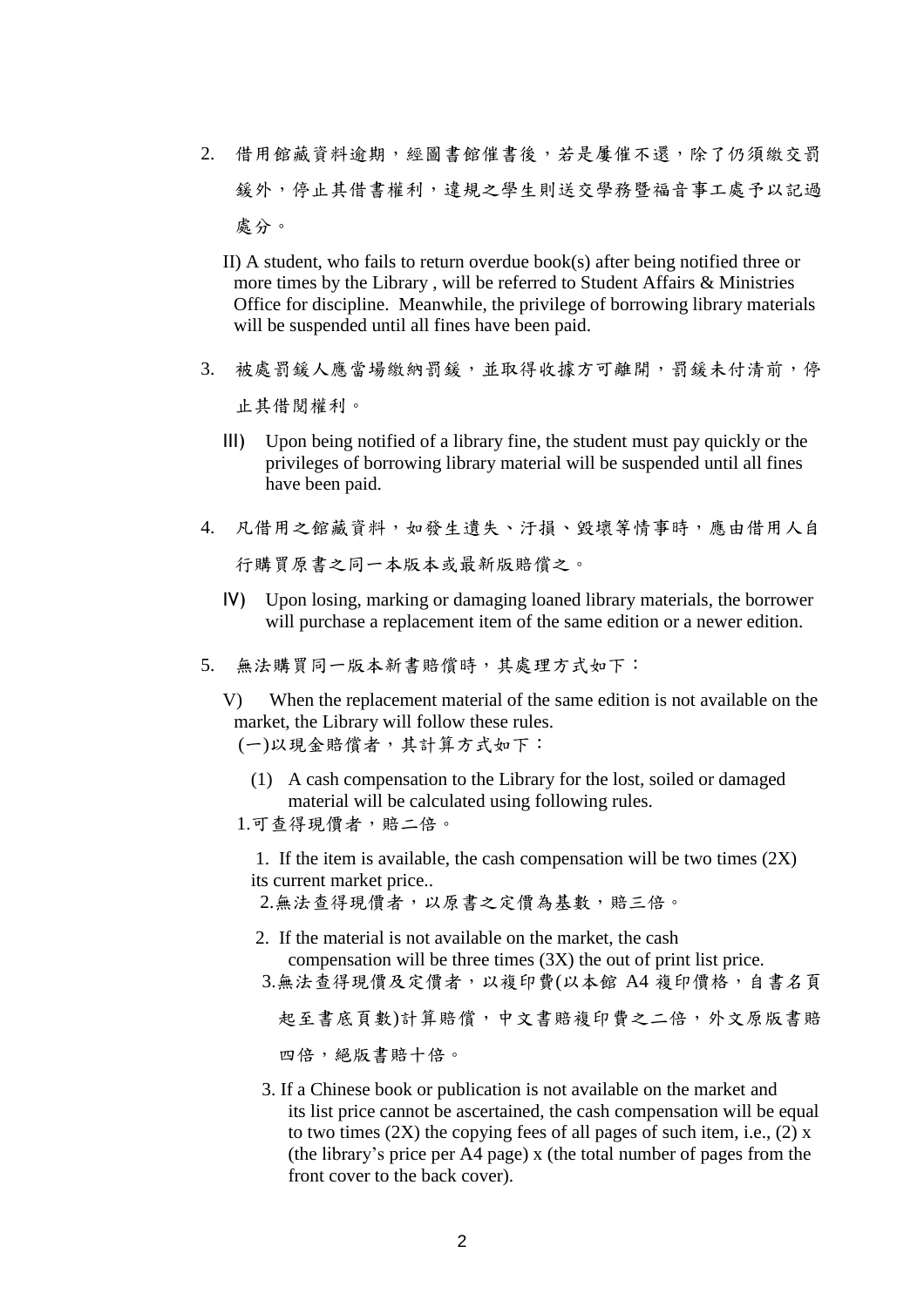2. 借用館藏資料逾期，經圖書館催書後，若是屢催不還，除了仍須繳交罰鍰外，停止其借書權利，違規之學生則送交學務暨福音事工處予以記過處分。

II) A student, who fails to return overdue book(s) after being notified three or more times by the Library , will be referred to Student Affairs & Ministries Office for discipline. Meanwhile, the privilege of borrowing library materials will be suspended until all fines have been paid.

3. 被處罰鍰人應當場繳納罰鍰，並取得收據方可離開，罰鍰未付清前，停止其借閱權利。

III) Upon being notified of a library fine, the student must pay quickly or the privileges of borrowing library material will be suspended until all fines have been paid.

4. 凡借用之館藏資料，如發生遺失、汙損、毀壞等情事時，應由借用人自行購買原書之同一本版本或最新版賠償之。

IV) Upon losing, marking or damaging loaned library materials, the borrower will purchase a replacement item of the same edition or a newer edition.

5. 無法購買同一版本新書賠償時，其處理方式如下：

V) When the replacement material of the same edition is not available on the market, the Library will follow these rules.

(一)以現金賠償者，其計算方式如下：

(1) A cash compensation to the Library for the lost, soiled or damaged material will be calculated using following rules.

1.可查得現價者，賠二倍。

1. If the item is available, the cash compensation will be two times (2X) its current market price..

2.無法查得現價者，以原書之定價為基數，賠三倍。

2. If the material is not available on the market, the cash compensation will be three times (3X) the out of print list price.

3.無法查得現價及定價者，以複印費(以本館 A4 複印價格，自書名頁起至書底頁數)計算賠償，中文書賠複印費之二倍，外文原版書賠四倍，絕版書賠十倍。

3. If a Chinese book or publication is not available on the market and its list price cannot be ascertained, the cash compensation will be equal to two times (2X) the copying fees of all pages of such item, i.e., (2) x (the library's price per A4 page) x (the total number of pages from the front cover to the back cover).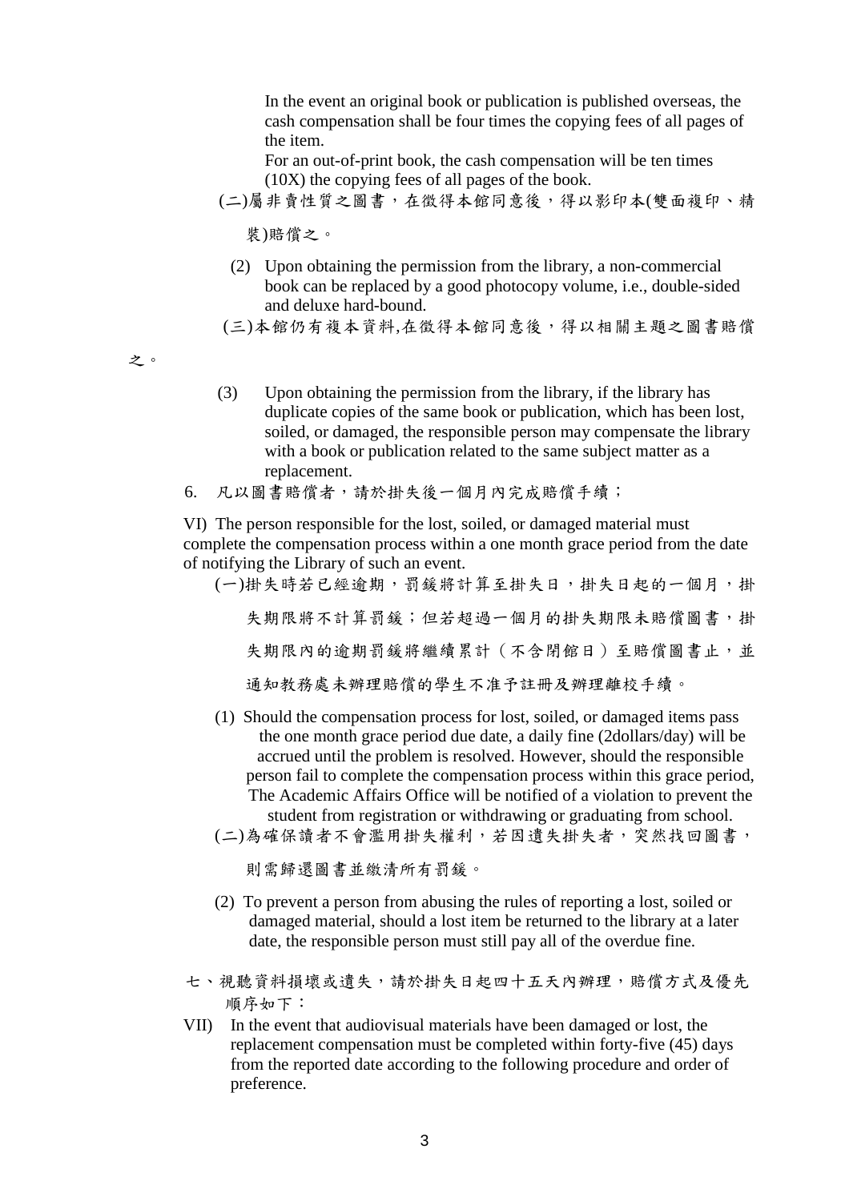In the event an original book or publication is published overseas, the cash compensation shall be four times the copying fees of all pages of the item.

For an out-of-print book, the cash compensation will be ten times (10X) the copying fees of all pages of the book.

(二)屬非賣性質之圖書，在徵得本館同意後，得以影印本(雙面複印、精裝)賠償之。

(2) Upon obtaining the permission from the library, a non-commercial book can be replaced by a good photocopy volume, i.e., double-sided and deluxe hard-bound.

(三)本館仍有複本資料,在徵得本館同意後，得以相關主題之圖書賠償之。

(3) Upon obtaining the permission from the library, if the library has duplicate copies of the same book or publication, which has been lost, soiled, or damaged, the responsible person may compensate the library with a book or publication related to the same subject matter as a replacement.

6. 凡以圖書賠償者，請於掛失後一個月內完成賠償手續；

VI) The person responsible for the lost, soiled, or damaged material must complete the compensation process within a one month grace period from the date of notifying the Library of such an event.

(一)掛失時若已經逾期，罰鍰將計算至掛失日，掛失日起的一個月，掛失期限將不計算罰鍰；但若超過一個月的掛失期限未賠償圖書，掛失期限內的逾期罰鍰將繼續累計（不含閉館日）至賠償圖書止，並通知教務處未辦理賠償的學生不准予註冊及辦理離校手續。

(1) Should the compensation process for lost, soiled, or damaged items pass the one month grace period due date, a daily fine (2dollars/day) will be accrued until the problem is resolved. However, should the responsible person fail to complete the compensation process within this grace period, The Academic Affairs Office will be notified of a violation to prevent the student from registration or withdrawing or graduating from school.

(二)為確保讀者不會濫用掛失權利，若因遺失掛失者，突然找回圖書，則需歸還圖書並繳清所有罰鍰。

(2) To prevent a person from abusing the rules of reporting a lost, soiled or damaged material, should a lost item be returned to the library at a later date, the responsible person must still pay all of the overdue fine.

七、視聽資料損壞或遺失，請於掛失日起四十五天內辦理，賠償方式及優先順序如下：

VII) In the event that audiovisual materials have been damaged or lost, the replacement compensation must be completed within forty-five (45) days from the reported date according to the following procedure and order of preference.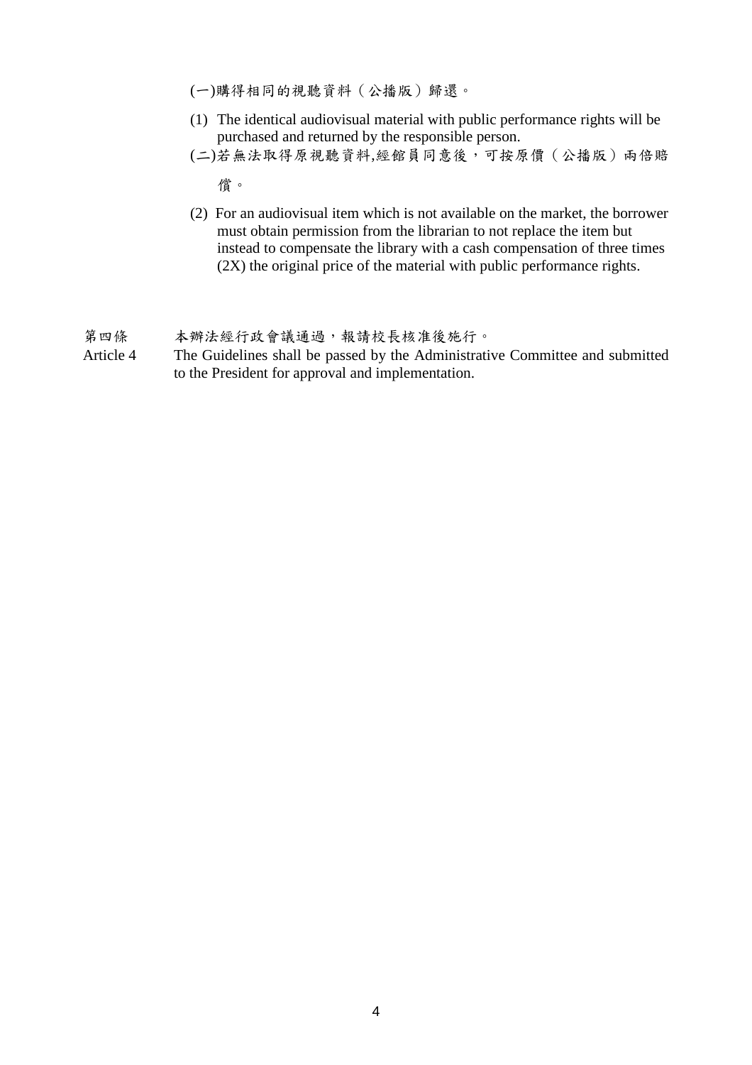(一)購得相同的視聽資料（公播版）歸還。

(1) The identical audiovisual material with public performance rights will be purchased and returned by the responsible person.

(二)若無法取得原視聽資料,經館員同意後，可按原價（公播版）兩倍賠償。

(2) For an audiovisual item which is not available on the market, the borrower must obtain permission from the librarian to not replace the item but instead to compensate the library with a cash compensation of three times (2X) the original price of the material with public performance rights.

第四條　本辦法經行政會議通過，報請校長核准後施行。

Article 4　The Guidelines shall be passed by the Administrative Committee and submitted to the President for approval and implementation.